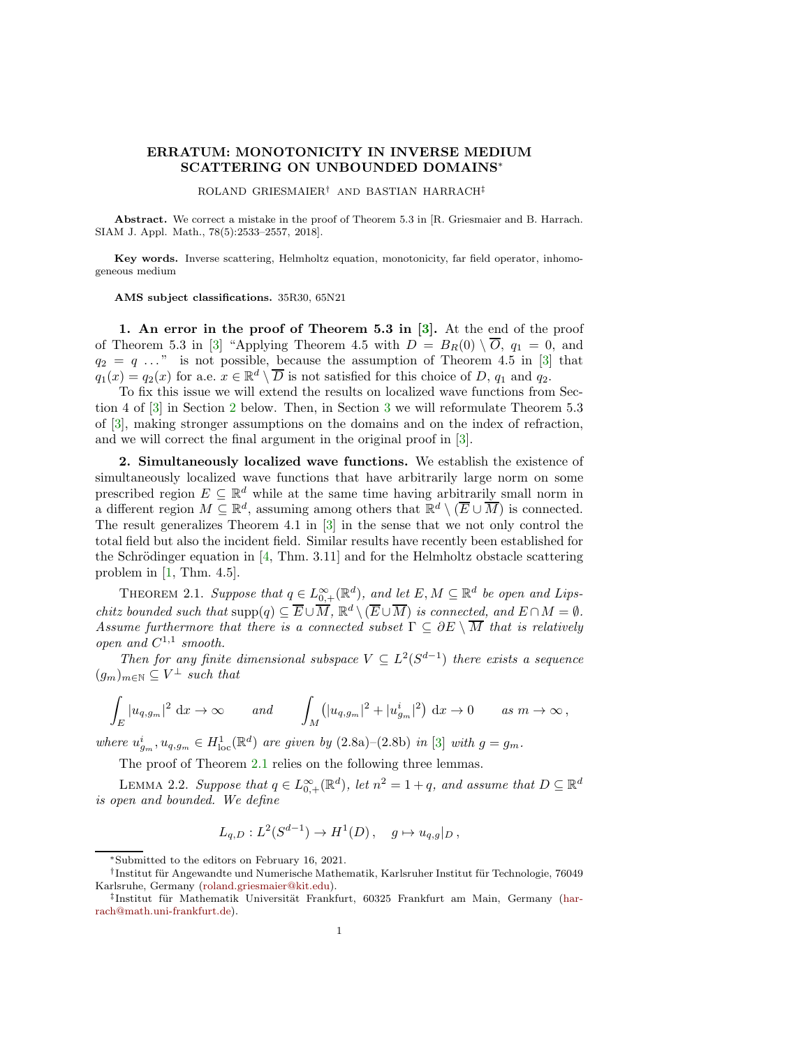# ERRATUM: MONOTONICITY IN INVERSE MEDIUM SCATTERING ON UNBOUNDED DOMAINS*

ROLAND GRIESMAIER† AND BASTIAN HARRACH‡

**Abstract.** We correct a mistake in the proof of Theorem 5.3 in [R. Griesmaier and B. Harrach. SIAM J. Appl. Math., 78(5):2533–2557, 2018].

**Key words.** Inverse scattering, Helmholtz equation, monotonicity, far field operator, inhomogeneous medium

**AMS subject classifications.** 35R30, 65N21

**1. An error in the proof of Theorem 5.3 in [3].** At the end of the proof of Theorem 5.3 in [3] "Applying Theorem 4.5 with $D = B_R(0) \setminus \overline{O}$, $q_1 = 0$, and $q_2 = q$ ..." is not possible, because the assumption of Theorem 4.5 in [3] that $q_1(x) = q_2(x)$ for a.e. $x \in \mathbb{R}^d \setminus \overline{D}$ is not satisfied for this choice of $D$, $q_1$ and $q_2$.

To fix this issue we will extend the results on localized wave functions from Section 4 of [3] in Section 2 below. Then, in Section 3 we will reformulate Theorem 5.3 of [3], making stronger assumptions on the domains and on the index of refraction, and we will correct the final argument in the original proof in [3].

**2. Simultaneously localized wave functions.** We establish the existence of simultaneously localized wave functions that have arbitrarily large norm on some prescribed region $E \subseteq \mathbb{R}^d$ while at the same time having arbitrarily small norm in a different region $M \subseteq \mathbb{R}^d$, assuming among others that $\mathbb{R}^d \setminus (\overline{E} \cup \overline{M})$ is connected. The result generalizes Theorem 4.1 in [3] in the sense that we not only control the total field but also the incident field. Similar results have recently been established for the Schrödinger equation in [4, Thm. 3.11] and for the Helmholtz obstacle scattering problem in [1, Thm. 4.5].

THEOREM 2.1. *Suppose that $q \in L^\infty_{0,+}(\mathbb{R}^d)$, and let $E, M \subseteq \mathbb{R}^d$ be open and Lipschitz bounded such that $\operatorname{supp}(q) \subseteq \overline{E} \cup \overline{M}$, $\mathbb{R}^d \setminus (\overline{E} \cup \overline{M})$ is connected, and $E \cap M = \emptyset$. Assume furthermore that there is a connected subset $\Gamma \subseteq \partial E \setminus \overline{M}$ that is relatively open and $C^{1,1}$ smooth.*

*Then for any finite dimensional subspace $V \subseteq L^2(S^{d-1})$ there exists a sequence $(g_m)_{m \in \mathbb{N}} \subseteq V^\perp$ such that*

$$\int_E |u_{q,g_m}|^2 \, \mathrm{d}x \to \infty \qquad \text{and} \qquad \int_M \big(|u_{q,g_m}|^2 + |u^i_{g_m}|^2\big) \, \mathrm{d}x \to 0 \qquad \text{as } m \to \infty \,,$$

*where $u^i_{g_m}, u_{q,g_m} \in H^1_{\mathrm{loc}}(\mathbb{R}^d)$ are given by (2.8a)–(2.8b) in [3] with $g = g_m$.*

The proof of Theorem 2.1 relies on the following three lemmas.

LEMMA 2.2. *Suppose that $q \in L^\infty_{0,+}(\mathbb{R}^d)$, let $n^2 = 1 + q$, and assume that $D \subseteq \mathbb{R}^d$ is open and bounded. We define*

$$L_{q,D} : L^2(S^{d-1}) \to H^1(D) \,, \quad g \mapsto u_{q,g}|_D \,,$$

*Submitted to the editors on February 16, 2021.

†Institut für Angewandte und Numerische Mathematik, Karlsruher Institut für Technologie, 76049 Karlsruhe, Germany (roland.griesmaier@kit.edu).

‡Institut für Mathematik Universität Frankfurt, 60325 Frankfurt am Main, Germany (harrach@math.uni-frankfurt.de).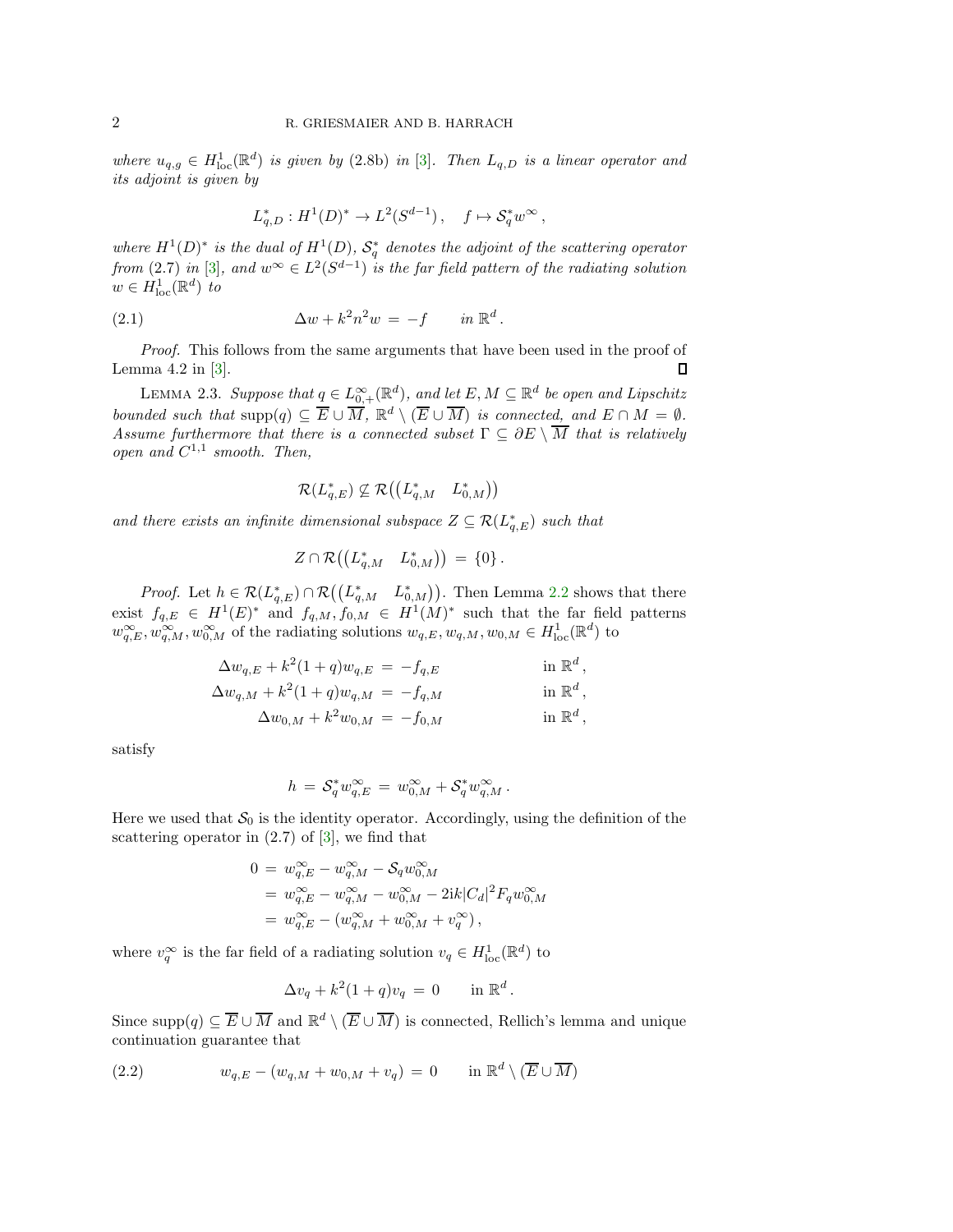*where $u_{q,g} \in H^1_{\mathrm{loc}}(\mathbb{R}^d)$ is given by (2.8b) in [3]. Then $L_{q,D}$ is a linear operator and its adjoint is given by*

$$L_{q,D}^* : H^1(D)^* \to L^2(S^{d-1}), \quad f \mapsto \mathcal{S}_q^* w^\infty ,$$

*where $H^1(D)^*$ is the dual of $H^1(D)$, $\mathcal{S}_q^*$ denotes the adjoint of the scattering operator from (2.7) in [3], and $w^\infty \in L^2(S^{d-1})$ is the far field pattern of the radiating solution $w \in H^1_{\mathrm{loc}}(\mathbb{R}^d)$ to*

$$\Delta w + k^2 n^2 w \,=\, -f \qquad \text{in } \mathbb{R}^d . \tag{2.1}$$

*Proof.* This follows from the same arguments that have been used in the proof of Lemma 4.2 in [3]. ∎

LEMMA 2.3. *Suppose that $q \in L^\infty_{0,+}(\mathbb{R}^d)$, and let $E, M \subseteq \mathbb{R}^d$ be open and Lipschitz bounded such that $\mathrm{supp}(q) \subseteq \overline{E} \cup \overline{M}$, $\mathbb{R}^d \setminus (\overline{E} \cup \overline{M})$ is connected, and $E \cap M = \emptyset$. Assume furthermore that there is a connected subset $\Gamma \subseteq \partial E \setminus \overline{M}$ that is relatively open and $C^{1,1}$ smooth. Then,*

$$\mathcal{R}(L_{q,E}^*) \not\subseteq \mathcal{R}\big(\begin{pmatrix} L_{q,M}^* & L_{0,M}^* \end{pmatrix}\big)$$

*and there exists an infinite dimensional subspace $Z \subseteq \mathcal{R}(L_{q,E}^*)$ such that*

$$Z \cap \mathcal{R}\big(\begin{pmatrix} L_{q,M}^* & L_{0,M}^* \end{pmatrix}\big) \,=\, \{0\} .$$

*Proof.* Let $h \in \mathcal{R}(L_{q,E}^*) \cap \mathcal{R}\big(\begin{pmatrix} L_{q,M}^* & L_{0,M}^* \end{pmatrix}\big)$. Then Lemma 2.2 shows that there exist $f_{q,E} \in H^1(E)^*$ and $f_{q,M}, f_{0,M} \in H^1(M)^*$ such that the far field patterns $w_{q,E}^\infty, w_{q,M}^\infty, w_{0,M}^\infty$ of the radiating solutions $w_{q,E}, w_{q,M}, w_{0,M} \in H^1_{\mathrm{loc}}(\mathbb{R}^d)$ to

$$\begin{aligned}
\Delta w_{q,E} + k^2(1+q) w_{q,E} \,&=\, -f_{q,E} && \text{in } \mathbb{R}^d ,\\
\Delta w_{q,M} + k^2(1+q) w_{q,M} \,&=\, -f_{q,M} && \text{in } \mathbb{R}^d ,\\
\Delta w_{0,M} + k^2 w_{0,M} \,&=\, -f_{0,M} && \text{in } \mathbb{R}^d ,
\end{aligned}$$

satisfy

$$h \,=\, \mathcal{S}_q^* w_{q,E}^\infty \,=\, w_{0,M}^\infty + \mathcal{S}_q^* w_{q,M}^\infty .$$

Here we used that $\mathcal{S}_0$ is the identity operator. Accordingly, using the definition of the scattering operator in (2.7) of [3], we find that

$$\begin{aligned}
0 \,&=\, w_{q,E}^\infty - w_{q,M}^\infty - \mathcal{S}_q w_{0,M}^\infty \\
&=\, w_{q,E}^\infty - w_{q,M}^\infty - w_{0,M}^\infty - 2\mathrm{i}k|C_d|^2 F_q w_{0,M}^\infty \\
&=\, w_{q,E}^\infty - (w_{q,M}^\infty + w_{0,M}^\infty + v_q^\infty) ,
\end{aligned}$$

where $v_q^\infty$ is the far field of a radiating solution $v_q \in H^1_{\mathrm{loc}}(\mathbb{R}^d)$ to

$$\Delta v_q + k^2(1+q) v_q \,=\, 0 \qquad \text{in } \mathbb{R}^d .$$

Since $\mathrm{supp}(q) \subseteq \overline{E} \cup \overline{M}$ and $\mathbb{R}^d \setminus (\overline{E} \cup \overline{M})$ is connected, Rellich's lemma and unique continuation guarantee that

$$w_{q,E} - (w_{q,M} + w_{0,M} + v_q) \,=\, 0 \qquad \text{in } \mathbb{R}^d \setminus (\overline{E} \cup \overline{M}) \tag{2.2}$$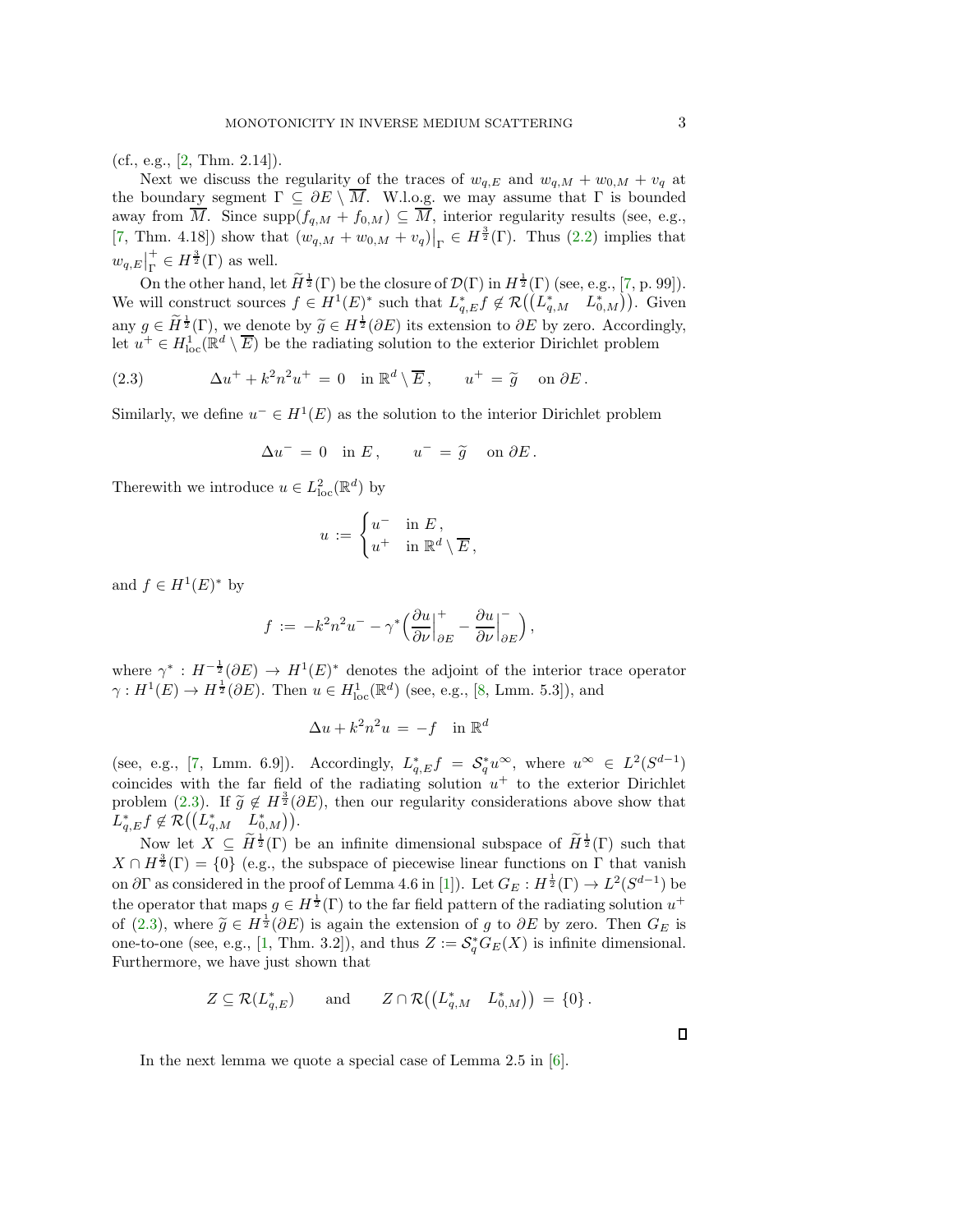(cf., e.g., [2, Thm. 2.14]).

Next we discuss the regularity of the traces of $w_{q,E}$ and $w_{q,M} + w_{0,M} + v_q$ at the boundary segment $\Gamma \subseteq \partial E \setminus \overline{M}$. W.l.o.g. we may assume that $\Gamma$ is bounded away from $\overline{M}$. Since $\operatorname{supp}(f_{q,M} + f_{0,M}) \subseteq \overline{M}$, interior regularity results (see, e.g., [7, Thm. 4.18]) show that $(w_{q,M} + w_{0,M} + v_q)\big|_\Gamma \in H^{\frac{3}{2}}(\Gamma)$. Thus (2.2) implies that $w_{q,E}\big|_\Gamma^+ \in H^{\frac{3}{2}}(\Gamma)$ as well.

On the other hand, let $\widetilde{H}^{\frac{1}{2}}(\Gamma)$ be the closure of $\mathcal{D}(\Gamma)$ in $H^{\frac{1}{2}}(\Gamma)$ (see, e.g., [7, p. 99]). We will construct sources $f \in H^1(E)^*$ such that $L_{q,E}^* f \notin \mathcal{R}\big(\begin{pmatrix} L_{q,M}^* & L_{0,M}^* \end{pmatrix}\big)$. Given any $g \in \widetilde{H}^{\frac{1}{2}}(\Gamma)$, we denote by $\widetilde{g} \in H^{\frac{1}{2}}(\partial E)$ its extension to $\partial E$ by zero. Accordingly, let $u^+ \in H^1_{\mathrm{loc}}(\mathbb{R}^d \setminus \overline{E})$ be the radiating solution to the exterior Dirichlet problem

$$\Delta u^+ + k^2 n^2 u^+ \,=\, 0 \quad \text{in } \mathbb{R}^d \setminus \overline{E}\,, \qquad u^+ \,=\, \widetilde{g} \quad \text{on } \partial E\,. \tag{2.3}$$

Similarly, we define $u^- \in H^1(E)$ as the solution to the interior Dirichlet problem

$$\Delta u^- \,=\, 0 \quad \text{in } E\,, \qquad u^- \,=\, \widetilde{g} \quad \text{on } \partial E\,.$$

Therewith we introduce $u \in L^2_{\mathrm{loc}}(\mathbb{R}^d)$ by

$$u \,:=\, \begin{cases} u^- & \text{in } E\,, \\ u^+ & \text{in } \mathbb{R}^d \setminus \overline{E}\,, \end{cases}$$

and $f \in H^1(E)^*$ by

$$f \,:=\, -k^2 n^2 u^- - \gamma^* \Big( \frac{\partial u}{\partial \nu}\Big|_{\partial E}^+ - \frac{\partial u}{\partial \nu}\Big|_{\partial E}^- \Big)\,,$$

where $\gamma^* : H^{-\frac{1}{2}}(\partial E) \to H^1(E)^*$ denotes the adjoint of the interior trace operator $\gamma : H^1(E) \to H^{\frac{1}{2}}(\partial E)$. Then $u \in H^1_{\mathrm{loc}}(\mathbb{R}^d)$ (see, e.g., [8, Lmm. 5.3]), and

$$\Delta u + k^2 n^2 u \,=\, -f \quad \text{in } \mathbb{R}^d$$

(see, e.g., [7, Lmm. 6.9]). Accordingly, $L_{q,E}^* f = \mathcal{S}_q^* u^\infty$, where $u^\infty \in L^2(S^{d-1})$ coincides with the far field of the radiating solution $u^+$ to the exterior Dirichlet problem (2.3). If $\widetilde{g} \notin H^{\frac{3}{2}}(\partial E)$, then our regularity considerations above show that $L_{q,E}^* f \notin \mathcal{R}\big(\begin{pmatrix} L_{q,M}^* & L_{0,M}^* \end{pmatrix}\big)$.

Now let $X \subseteq \widetilde{H}^{\frac{1}{2}}(\Gamma)$ be an infinite dimensional subspace of $\widetilde{H}^{\frac{1}{2}}(\Gamma)$ such that $X \cap H^{\frac{3}{2}}(\Gamma) = \{0\}$ (e.g., the subspace of piecewise linear functions on $\Gamma$ that vanish on $\partial\Gamma$ as considered in the proof of Lemma 4.6 in [1]). Let $G_E : H^{\frac{1}{2}}(\Gamma) \to L^2(S^{d-1})$ be the operator that maps $g \in H^{\frac{1}{2}}(\Gamma)$ to the far field pattern of the radiating solution $u^+$ of (2.3), where $\widetilde{g} \in H^{\frac{1}{2}}(\partial E)$ is again the extension of $g$ to $\partial E$ by zero. Then $G_E$ is one-to-one (see, e.g., [1, Thm. 3.2]), and thus $Z := \mathcal{S}_q^* G_E(X)$ is infinite dimensional. Furthermore, we have just shown that

$$Z \subseteq \mathcal{R}(L_{q,E}^*) \qquad \text{and} \qquad Z \cap \mathcal{R}\big(\begin{pmatrix} L_{q,M}^* & L_{0,M}^* \end{pmatrix}\big) \,=\, \{0\}\,.$$

□

In the next lemma we quote a special case of Lemma 2.5 in [6].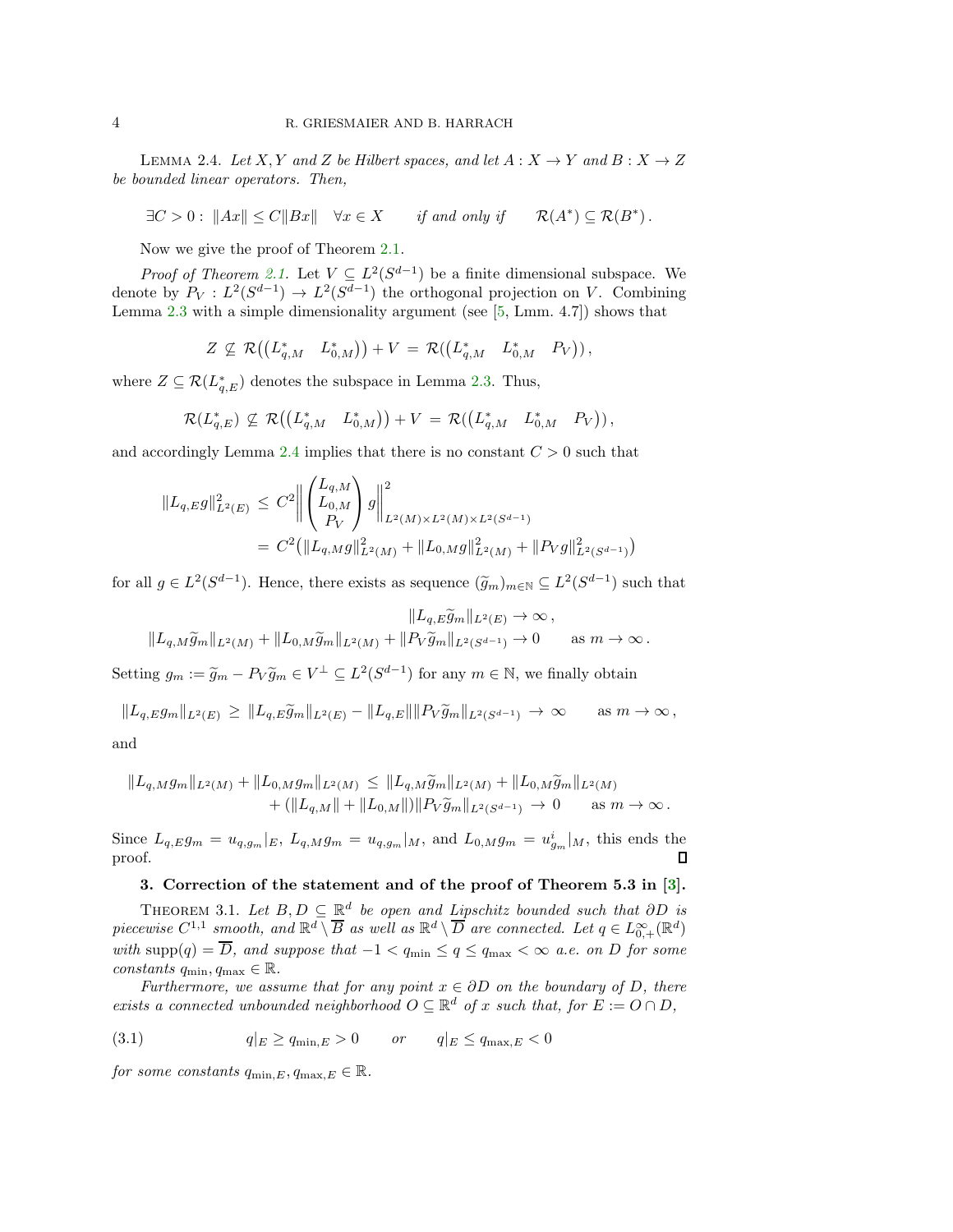Lemma 2.4. *Let $X, Y$ and $Z$ be Hilbert spaces, and let $A : X \to Y$ and $B : X \to Z$ be bounded linear operators. Then,*

$$\exists C > 0 : \ \|Ax\| \leq C\|Bx\| \quad \forall x \in X \qquad \textit{if and only if} \qquad \mathcal{R}(A^*) \subseteq \mathcal{R}(B^*) \,.$$

Now we give the proof of Theorem 2.1.

*Proof of Theorem 2.1.* Let $V \subseteq L^2(S^{d-1})$ be a finite dimensional subspace. We denote by $P_V : L^2(S^{d-1}) \to L^2(S^{d-1})$ the orthogonal projection on $V$. Combining Lemma 2.3 with a simple dimensionality argument (see [5, Lmm. 4.7]) shows that

$$Z \not\subseteq \mathcal{R}\big(\begin{pmatrix} L_{q,M}^* & L_{0,M}^* \end{pmatrix}\big) + V \,=\, \mathcal{R}\big(\begin{pmatrix} L_{q,M}^* & L_{0,M}^* & P_V \end{pmatrix}\big) \,,$$

where $Z \subseteq \mathcal{R}(L_{q,E}^*)$ denotes the subspace in Lemma 2.3. Thus,

$$\mathcal{R}(L_{q,E}^*) \not\subseteq \mathcal{R}\big(\begin{pmatrix} L_{q,M}^* & L_{0,M}^* \end{pmatrix}\big) + V \,=\, \mathcal{R}\big(\begin{pmatrix} L_{q,M}^* & L_{0,M}^* & P_V \end{pmatrix}\big) \,,$$

and accordingly Lemma 2.4 implies that there is no constant $C > 0$ such that

$$\begin{aligned}
\|L_{q,E} g\|^2_{L^2(E)} \,&\leq\, C^2 \left\| \begin{pmatrix} L_{q,M} \\ L_{0,M} \\ P_V \end{pmatrix} g \right\|^2_{L^2(M)\times L^2(M)\times L^2(S^{d-1})} \\
&=\, C^2 \big( \|L_{q,M} g\|^2_{L^2(M)} + \|L_{0,M} g\|^2_{L^2(M)} + \|P_V g\|^2_{L^2(S^{d-1})} \big)
\end{aligned}$$

for all $g \in L^2(S^{d-1})$. Hence, there exists as sequence $(\widetilde{g}_m)_{m\in\mathbb{N}} \subseteq L^2(S^{d-1})$ such that

$$\begin{aligned}
\|L_{q,E} \widetilde{g}_m\|_{L^2(E)} &\to \infty \,, \\
\|L_{q,M} \widetilde{g}_m\|_{L^2(M)} + \|L_{0,M} \widetilde{g}_m\|_{L^2(M)} + \|P_V \widetilde{g}_m\|_{L^2(S^{d-1})} &\to 0 \qquad \text{as } m \to \infty \,.
\end{aligned}$$

Setting $g_m := \widetilde{g}_m - P_V \widetilde{g}_m \in V^\perp \subseteq L^2(S^{d-1})$ for any $m \in \mathbb{N}$, we finally obtain

$$\|L_{q,E} g_m\|_{L^2(E)} \,\geq\, \|L_{q,E} \widetilde{g}_m\|_{L^2(E)} - \|L_{q,E}\| \|P_V \widetilde{g}_m\|_{L^2(S^{d-1})} \,\to\, \infty \qquad \text{as } m \to \infty \,,$$

and

$$\begin{aligned}
\|L_{q,M} g_m\|_{L^2(M)} + \|L_{0,M} g_m\|_{L^2(M)} \,&\leq\, \|L_{q,M} \widetilde{g}_m\|_{L^2(M)} + \|L_{0,M} \widetilde{g}_m\|_{L^2(M)} \\
&\quad + (\|L_{q,M}\| + \|L_{0,M}\|) \|P_V \widetilde{g}_m\|_{L^2(S^{d-1})} \,\to\, 0 \qquad \text{as } m \to \infty \,.
\end{aligned}$$

Since $L_{q,E} g_m = u_{q,g_m}|_E$, $L_{q,M} g_m = u_{q,g_m}|_M$, and $L_{0,M} g_m = u^i_{g_m}|_M$, this ends the proof. $\square$

## 3. Correction of the statement and of the proof of Theorem 5.3 in [3].

Theorem 3.1. *Let $B, D \subseteq \mathbb{R}^d$ be open and Lipschitz bounded such that $\partial D$ is piecewise $C^{1,1}$ smooth, and $\mathbb{R}^d \setminus \overline{B}$ as well as $\mathbb{R}^d \setminus \overline{D}$ are connected. Let $q \in L^\infty_{0,+}(\mathbb{R}^d)$ with $\operatorname{supp}(q) = \overline{D}$, and suppose that $-1 < q_{\min} \leq q \leq q_{\max} < \infty$ a.e. on $D$ for some constants $q_{\min}, q_{\max} \in \mathbb{R}$.*

*Furthermore, we assume that for any point $x \in \partial D$ on the boundary of $D$, there exists a connected unbounded neighborhood $O \subseteq \mathbb{R}^d$ of $x$ such that, for $E := O \cap D$,*

$$q|_E \geq q_{\min,E} > 0 \qquad \textit{or} \qquad q|_E \leq q_{\max,E} < 0 \tag{3.1}$$

*for some constants $q_{\min,E}, q_{\max,E} \in \mathbb{R}$.*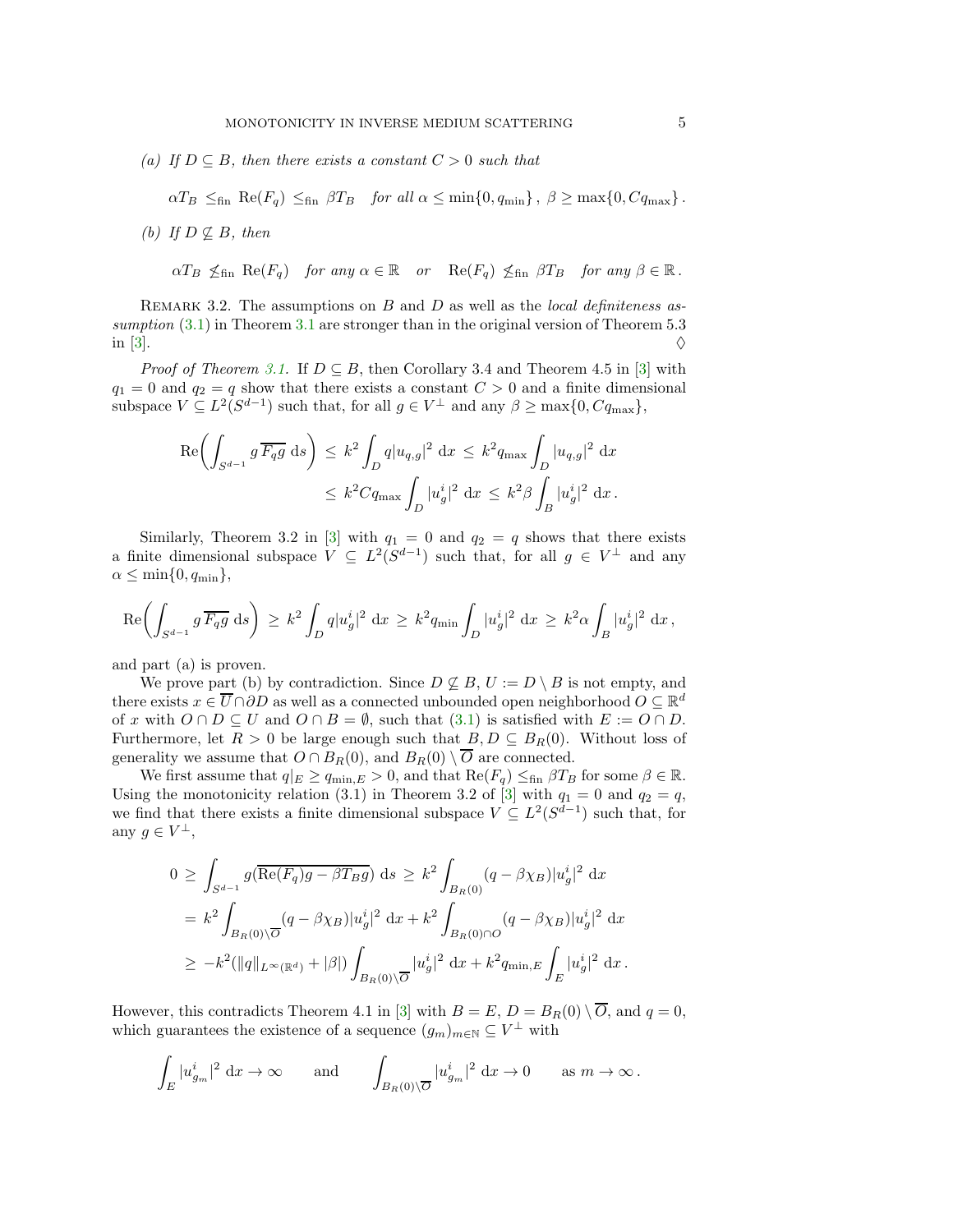*(a) If $D \subseteq B$, then there exists a constant $C > 0$ such that*

$$\alpha T_B \leq_{\text{fin}} \text{Re}(F_q) \leq_{\text{fin}} \beta T_B \quad \textit{for all } \alpha \leq \min\{0, q_{\min}\}\,,\ \beta \geq \max\{0, Cq_{\max}\}\,.$$

*(b) If $D \not\subseteq B$, then*

$$\alpha T_B \not\leq_{\text{fin}} \text{Re}(F_q) \quad \textit{for any } \alpha \in \mathbb{R} \quad \textit{or} \quad \text{Re}(F_q) \not\leq_{\text{fin}} \beta T_B \quad \textit{for any } \beta \in \mathbb{R}\,.$$

Remark 3.2. The assumptions on $B$ and $D$ as well as the *local definiteness assumption* (3.1) in Theorem 3.1 are stronger than in the original version of Theorem 5.3 in [3]. $\diamondsuit$

*Proof of Theorem 3.1.* If $D \subseteq B$, then Corollary 3.4 and Theorem 4.5 in [3] with $q_1 = 0$ and $q_2 = q$ show that there exists a constant $C > 0$ and a finite dimensional subspace $V \subseteq L^2(S^{d-1})$ such that, for all $g \in V^\perp$ and any $\beta \geq \max\{0, Cq_{\max}\}$,

$$\begin{aligned}
\text{Re}\biggl(\int_{S^{d-1}} g\,\overline{F_q g}\;\mathrm{d}s\biggr) \;&\leq\; k^2 \int_D q|u_{q,g}|^2\;\mathrm{d}x \;\leq\; k^2 q_{\max} \int_D |u_{q,g}|^2\;\mathrm{d}x \\
&\leq\; k^2 C q_{\max} \int_D |u_g^i|^2\;\mathrm{d}x \;\leq\; k^2 \beta \int_B |u_g^i|^2\;\mathrm{d}x\,.
\end{aligned}$$

Similarly, Theorem 3.2 in [3] with $q_1 = 0$ and $q_2 = q$ shows that there exists a finite dimensional subspace $V \subseteq L^2(S^{d-1})$ such that, for all $g \in V^\perp$ and any $\alpha \leq \min\{0, q_{\min}\}$,

$$\text{Re}\biggl(\int_{S^{d-1}} g\,\overline{F_q g}\;\mathrm{d}s\biggr) \;\geq\; k^2 \int_D q|u_g^i|^2\;\mathrm{d}x \;\geq\; k^2 q_{\min} \int_D |u_g^i|^2\;\mathrm{d}x \;\geq\; k^2 \alpha \int_B |u_g^i|^2\;\mathrm{d}x\,,$$

and part (a) is proven.

We prove part (b) by contradiction. Since $D \not\subseteq B$, $U := D \setminus B$ is not empty, and there exists $x \in \overline{U} \cap \partial D$ as well as a connected unbounded open neighborhood $O \subseteq \mathbb{R}^d$ of $x$ with $O \cap D \subseteq U$ and $O \cap B = \emptyset$, such that (3.1) is satisfied with $E := O \cap D$. Furthermore, let $R > 0$ be large enough such that $B, D \subseteq B_R(0)$. Without loss of generality we assume that $O \cap B_R(0)$, and $B_R(0) \setminus \overline{O}$ are connected.

We first assume that $q|_E \geq q_{\min,E} > 0$, and that $\text{Re}(F_q) \leq_{\text{fin}} \beta T_B$ for some $\beta \in \mathbb{R}$. Using the monotonicity relation (3.1) in Theorem 3.2 of [3] with $q_1 = 0$ and $q_2 = q$, we find that there exists a finite dimensional subspace $V \subseteq L^2(S^{d-1})$ such that, for any $g \in V^\perp$,

$$\begin{aligned}
0 \;&\geq\; \int_{S^{d-1}} g(\overline{\text{Re}(F_q)g - \beta T_B g})\;\mathrm{d}s \;\geq\; k^2 \int_{B_R(0)} (q - \beta\chi_B)|u_g^i|^2\;\mathrm{d}x \\
&=\; k^2 \int_{B_R(0)\setminus\overline{O}} (q - \beta\chi_B)|u_g^i|^2\;\mathrm{d}x + k^2 \int_{B_R(0)\cap O} (q - \beta\chi_B)|u_g^i|^2\;\mathrm{d}x \\
&\geq\; -k^2(\|q\|_{L^\infty(\mathbb{R}^d)} + |\beta|) \int_{B_R(0)\setminus\overline{O}} |u_g^i|^2\;\mathrm{d}x + k^2 q_{\min,E} \int_E |u_g^i|^2\;\mathrm{d}x\,.
\end{aligned}$$

However, this contradicts Theorem 4.1 in [3] with $B = E$, $D = B_R(0) \setminus \overline{O}$, and $q = 0$, which guarantees the existence of a sequence $(g_m)_{m\in\mathbb{N}} \subseteq V^\perp$ with

$$\int_E |u_{g_m}^i|^2\;\mathrm{d}x \to \infty \qquad \text{and} \qquad \int_{B_R(0)\setminus\overline{O}} |u_{g_m}^i|^2\;\mathrm{d}x \to 0 \qquad \text{as } m \to \infty\,.$$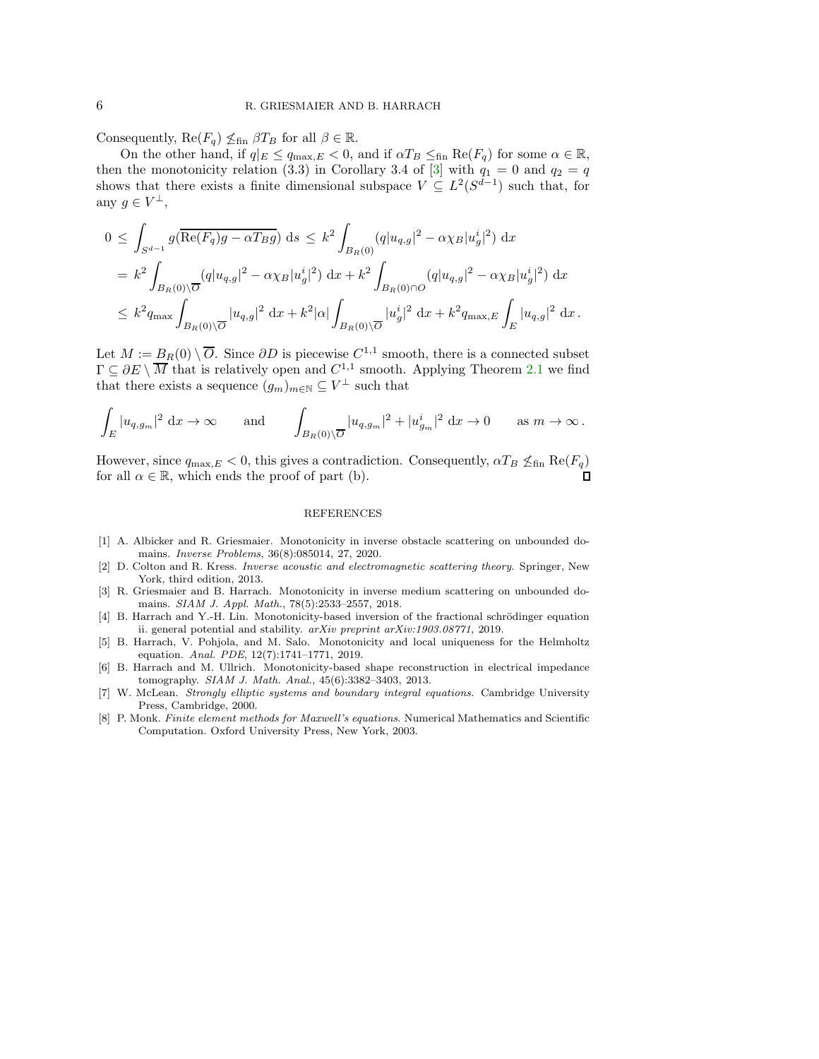Consequently, $\text{Re}(F_q) \not\leq_{\text{fin}} \beta T_B$ for all $\beta \in \mathbb{R}$.

On the other hand, if $q|_E \leq q_{\max,E} < 0$, and if $\alpha T_B \leq_{\text{fin}} \text{Re}(F_q)$ for some $\alpha \in \mathbb{R}$, then the monotonicity relation (3.3) in Corollary 3.4 of [3] with $q_1 = 0$ and $q_2 = q$ shows that there exists a finite dimensional subspace $V \subseteq L^2(S^{d-1})$ such that, for any $g \in V^\perp$,

$$
\begin{aligned}
0 \;&\leq\; \int_{S^{d-1}} g(\overline{\text{Re}(F_q)g - \alpha T_B g}) \, \mathrm{d}s \;\leq\; k^2 \int_{B_R(0)} (q|u_{q,g}|^2 - \alpha \chi_B |u_g^i|^2) \, \mathrm{d}x \\
&= k^2 \int_{B_R(0)\setminus\overline{O}} (q|u_{q,g}|^2 - \alpha \chi_B |u_g^i|^2) \, \mathrm{d}x + k^2 \int_{B_R(0)\cap O} (q|u_{q,g}|^2 - \alpha \chi_B |u_g^i|^2) \, \mathrm{d}x \\
&\leq k^2 q_{\max} \int_{B_R(0)\setminus\overline{O}} |u_{q,g}|^2 \, \mathrm{d}x + k^2 |\alpha| \int_{B_R(0)\setminus\overline{O}} |u_g^i|^2 \, \mathrm{d}x + k^2 q_{\max,E} \int_E |u_{q,g}|^2 \, \mathrm{d}x \,.
\end{aligned}
$$

Let $M := B_R(0) \setminus \overline{O}$. Since $\partial D$ is piecewise $C^{1,1}$ smooth, there is a connected subset $\Gamma \subseteq \partial E \setminus \overline{M}$ that is relatively open and $C^{1,1}$ smooth. Applying Theorem 2.1 we find that there exists a sequence $(g_m)_{m\in\mathbb{N}} \subseteq V^\perp$ such that

$$
\int_E |u_{q,g_m}|^2 \, \mathrm{d}x \to \infty \qquad \text{and} \qquad \int_{B_R(0)\setminus\overline{O}} |u_{q,g_m}|^2 + |u_{g_m}^i|^2 \, \mathrm{d}x \to 0 \qquad \text{as } m \to \infty \,.
$$

However, since $q_{\max,E} < 0$, this gives a contradiction. Consequently, $\alpha T_B \not\leq_{\text{fin}} \text{Re}(F_q)$ for all $\alpha \in \mathbb{R}$, which ends the proof of part (b). ∎

## REFERENCES

[1] A. Albicker and R. Griesmaier. Monotonicity in inverse obstacle scattering on unbounded domains. *Inverse Problems*, 36(8):085014, 27, 2020.

[2] D. Colton and R. Kress. *Inverse acoustic and electromagnetic scattering theory*. Springer, New York, third edition, 2013.

[3] R. Griesmaier and B. Harrach. Monotonicity in inverse medium scattering on unbounded domains. *SIAM J. Appl. Math.*, 78(5):2533–2557, 2018.

[4] B. Harrach and Y.-H. Lin. Monotonicity-based inversion of the fractional schrödinger equation ii. general potential and stability. *arXiv preprint arXiv:1903.08771*, 2019.

[5] B. Harrach, V. Pohjola, and M. Salo. Monotonicity and local uniqueness for the Helmholtz equation. *Anal. PDE*, 12(7):1741–1771, 2019.

[6] B. Harrach and M. Ullrich. Monotonicity-based shape reconstruction in electrical impedance tomography. *SIAM J. Math. Anal.*, 45(6):3382–3403, 2013.

[7] W. McLean. *Strongly elliptic systems and boundary integral equations*. Cambridge University Press, Cambridge, 2000.

[8] P. Monk. *Finite element methods for Maxwell's equations*. Numerical Mathematics and Scientific Computation. Oxford University Press, New York, 2003.